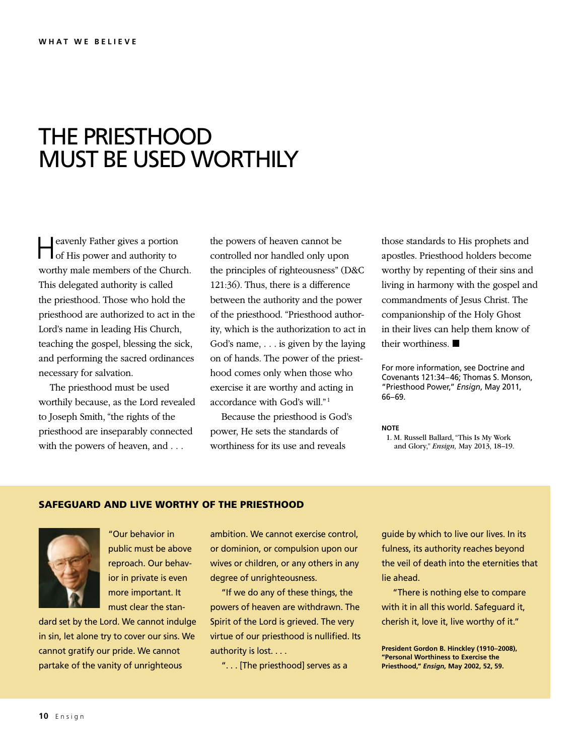# THE PRIESTHOOD MUST BE USED WORTHILY

Heavenly Father gives a portion of His power and authority to worthy male members of the Church. This delegated authority is called the priesthood. Those who hold the priesthood are authorized to act in the Lord's name in leading His Church, teaching the gospel, blessing the sick, and performing the sacred ordinances necessary for salvation.

The priesthood must be used worthily because, as the Lord revealed to Joseph Smith, "the rights of the priesthood are inseparably connected with the powers of heaven, and . . . the powers of heaven cannot be controlled nor handled only upon the principles of righteousness" (D&C 121:36). Thus, there is a difference between the authority and the power of the priesthood. "Priesthood authority, which is the authorization to act in God's name, . . . is given by the laying on of hands. The power of the priesthood comes only when those who exercise it are worthy and acting in accordance with God's will."[1]

Because the priesthood is God's power, He sets the standards of worthiness for its use and reveals those standards to His prophets and apostles. Priesthood holders become worthy by repenting of their sins and living in harmony with the gospel and commandments of Jesus Christ. The companionship of the Holy Ghost in their lives can help them know of their worthiness. ■

For more information, see Doctrine and Covenants 121:34–46; Thomas S. Monson, "Priesthood Power," *Ensign*, May 2011, 66–69.

**NOTE**

1. M. Russell Ballard, "This Is My Work and Glory," *Ensign*, May 2013, 18–19.

## SAFEGUARD AND LIVE WORTHY OF THE PRIESTHOOD

"Our behavior in public must be above reproach. Our behavior in private is even more important. It must clear the standard set by the Lord. We cannot indulge in sin, let alone try to cover our sins. We cannot gratify our pride. We cannot partake of the vanity of unrighteous ambition. We cannot exercise control, or dominion, or compulsion upon our wives or children, or any others in any degree of unrighteousness.

"If we do any of these things, the powers of heaven are withdrawn. The Spirit of the Lord is grieved. The very virtue of our priesthood is nullified. Its authority is lost. . . .

". . . [The priesthood] serves as a guide by which to live our lives. In its fulness, its authority reaches beyond the veil of death into the eternities that lie ahead.

"There is nothing else to compare with it in all this world. Safeguard it, cherish it, love it, live worthy of it."

**President Gordon B. Hinckley (1910–2008), "Personal Worthiness to Exercise the Priesthood,"** ***Ensign,*** **May 2002, 52, 59.**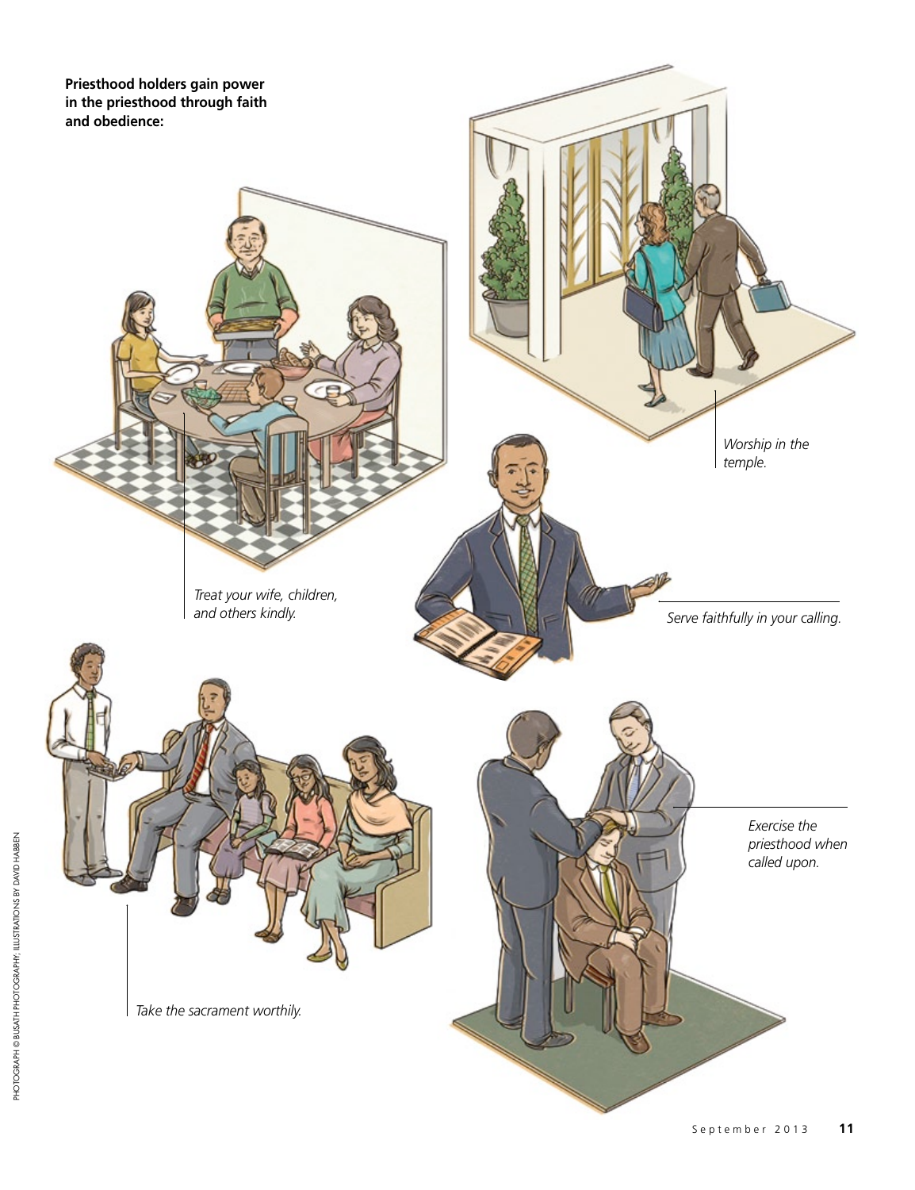**Priesthood holders gain power in the priesthood through faith and obedience:**

*Treat your wife, children, and others kindly.*

*Worship in the temple.*

*Serve faithfully in your calling.*

*Take the sacrament worthily.*

*Exercise the priesthood when called upon.*

PHOTOGRAPH © BUSATH PHOTOGRAPHY; ILLUSTRATIONS BY DAVID HABBEN